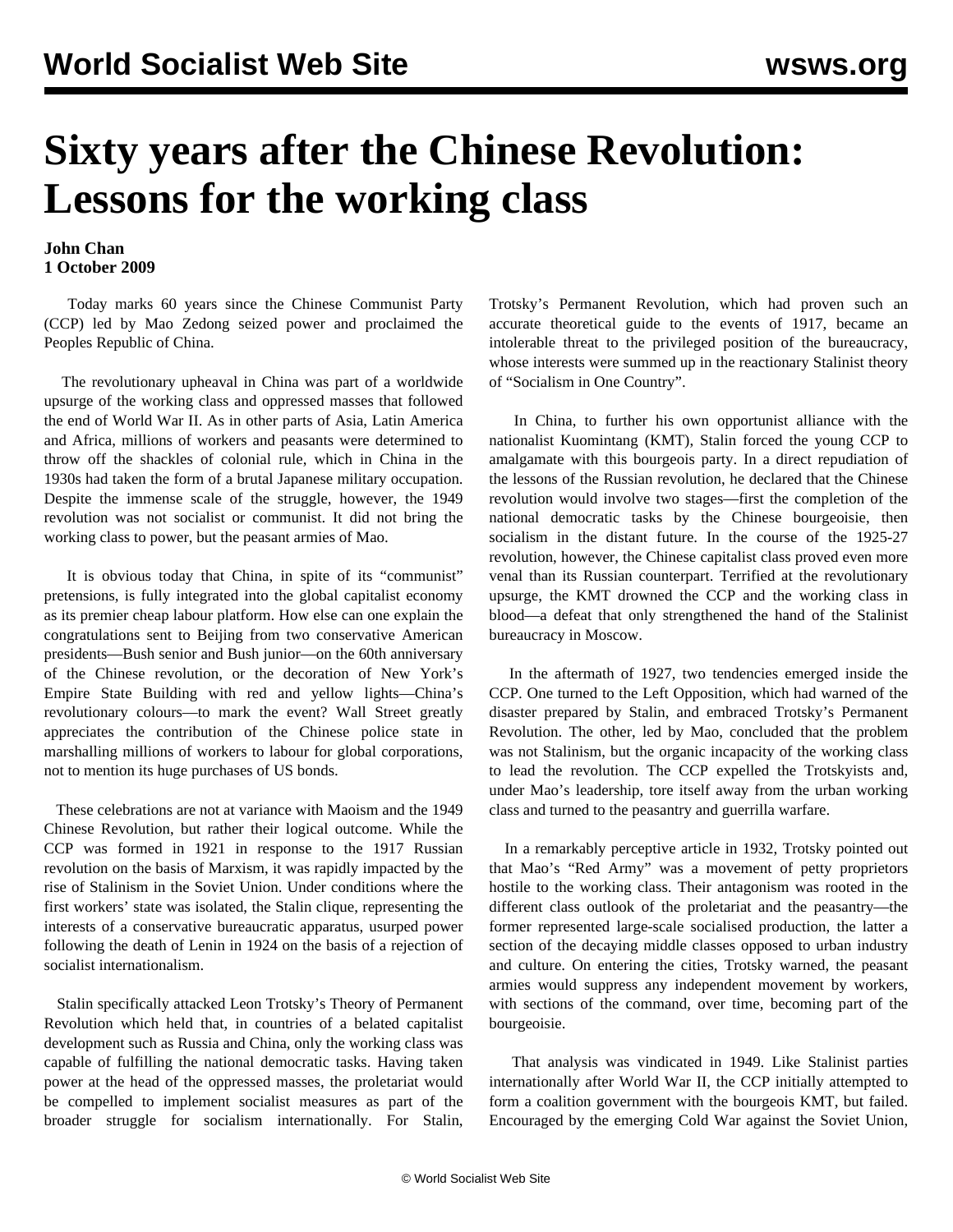# Sixty years after the Chinese Revolution: Lessons for the working class

**John Chan**
**1 October 2009**

Today marks 60 years since the Chinese Communist Party (CCP) led by Mao Zedong seized power and proclaimed the Peoples Republic of China.

The revolutionary upheaval in China was part of a worldwide upsurge of the working class and oppressed masses that followed the end of World War II. As in other parts of Asia, Latin America and Africa, millions of workers and peasants were determined to throw off the shackles of colonial rule, which in China in the 1930s had taken the form of a brutal Japanese military occupation. Despite the immense scale of the struggle, however, the 1949 revolution was not socialist or communist. It did not bring the working class to power, but the peasant armies of Mao.

It is obvious today that China, in spite of its "communist" pretensions, is fully integrated into the global capitalist economy as its premier cheap labour platform. How else can one explain the congratulations sent to Beijing from two conservative American presidents—Bush senior and Bush junior—on the 60th anniversary of the Chinese revolution, or the decoration of New York's Empire State Building with red and yellow lights—China's revolutionary colours—to mark the event? Wall Street greatly appreciates the contribution of the Chinese police state in marshalling millions of workers to labour for global corporations, not to mention its huge purchases of US bonds.

These celebrations are not at variance with Maoism and the 1949 Chinese Revolution, but rather their logical outcome. While the CCP was formed in 1921 in response to the 1917 Russian revolution on the basis of Marxism, it was rapidly impacted by the rise of Stalinism in the Soviet Union. Under conditions where the first workers' state was isolated, the Stalin clique, representing the interests of a conservative bureaucratic apparatus, usurped power following the death of Lenin in 1924 on the basis of a rejection of socialist internationalism.

Stalin specifically attacked Leon Trotsky's Theory of Permanent Revolution which held that, in countries of a belated capitalist development such as Russia and China, only the working class was capable of fulfilling the national democratic tasks. Having taken power at the head of the oppressed masses, the proletariat would be compelled to implement socialist measures as part of the broader struggle for socialism internationally. For Stalin, Trotsky's Permanent Revolution, which had proven such an accurate theoretical guide to the events of 1917, became an intolerable threat to the privileged position of the bureaucracy, whose interests were summed up in the reactionary Stalinist theory of "Socialism in One Country".

In China, to further his own opportunist alliance with the nationalist Kuomintang (KMT), Stalin forced the young CCP to amalgamate with this bourgeois party. In a direct repudiation of the lessons of the Russian revolution, he declared that the Chinese revolution would involve two stages—first the completion of the national democratic tasks by the Chinese bourgeoisie, then socialism in the distant future. In the course of the 1925-27 revolution, however, the Chinese capitalist class proved even more venal than its Russian counterpart. Terrified at the revolutionary upsurge, the KMT drowned the CCP and the working class in blood—a defeat that only strengthened the hand of the Stalinist bureaucracy in Moscow.

In the aftermath of 1927, two tendencies emerged inside the CCP. One turned to the Left Opposition, which had warned of the disaster prepared by Stalin, and embraced Trotsky's Permanent Revolution. The other, led by Mao, concluded that the problem was not Stalinism, but the organic incapacity of the working class to lead the revolution. The CCP expelled the Trotskyists and, under Mao's leadership, tore itself away from the urban working class and turned to the peasantry and guerrilla warfare.

In a remarkably perceptive article in 1932, Trotsky pointed out that Mao's "Red Army" was a movement of petty proprietors hostile to the working class. Their antagonism was rooted in the different class outlook of the proletariat and the peasantry—the former represented large-scale socialised production, the latter a section of the decaying middle classes opposed to urban industry and culture. On entering the cities, Trotsky warned, the peasant armies would suppress any independent movement by workers, with sections of the command, over time, becoming part of the bourgeoisie.

That analysis was vindicated in 1949. Like Stalinist parties internationally after World War II, the CCP initially attempted to form a coalition government with the bourgeois KMT, but failed. Encouraged by the emerging Cold War against the Soviet Union,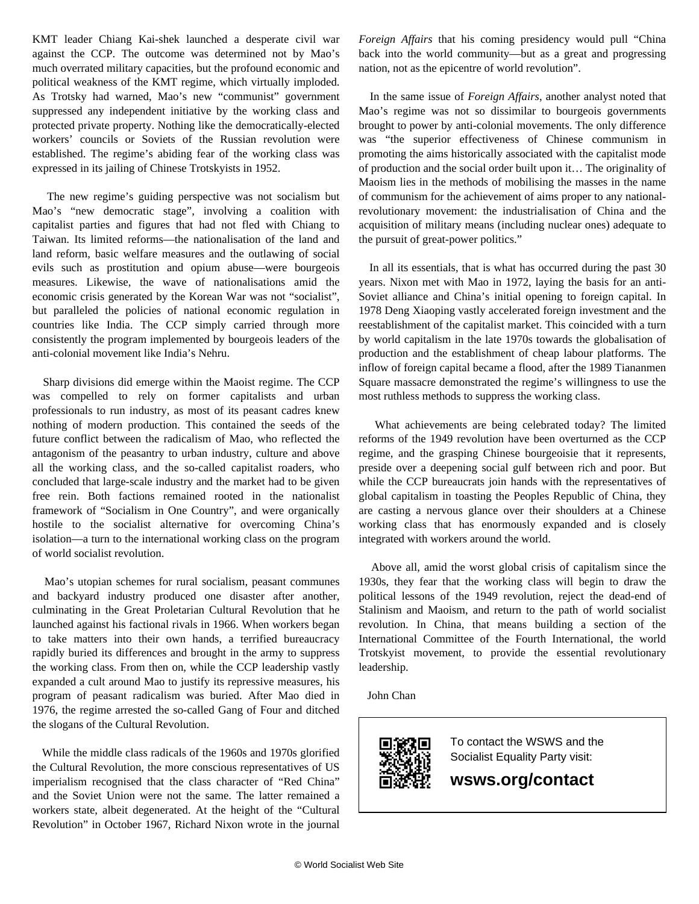KMT leader Chiang Kai-shek launched a desperate civil war against the CCP. The outcome was determined not by Mao's much overrated military capacities, but the profound economic and political weakness of the KMT regime, which virtually imploded. As Trotsky had warned, Mao's new "communist" government suppressed any independent initiative by the working class and protected private property. Nothing like the democratically-elected workers' councils or Soviets of the Russian revolution were established. The regime's abiding fear of the working class was expressed in its jailing of Chinese Trotskyists in 1952.

The new regime's guiding perspective was not socialism but Mao's "new democratic stage", involving a coalition with capitalist parties and figures that had not fled with Chiang to Taiwan. Its limited reforms—the nationalisation of the land and land reform, basic welfare measures and the outlawing of social evils such as prostitution and opium abuse—were bourgeois measures. Likewise, the wave of nationalisations amid the economic crisis generated by the Korean War was not "socialist", but paralleled the policies of national economic regulation in countries like India. The CCP simply carried through more consistently the program implemented by bourgeois leaders of the anti-colonial movement like India's Nehru.

Sharp divisions did emerge within the Maoist regime. The CCP was compelled to rely on former capitalists and urban professionals to run industry, as most of its peasant cadres knew nothing of modern production. This contained the seeds of the future conflict between the radicalism of Mao, who reflected the antagonism of the peasantry to urban industry, culture and above all the working class, and the so-called capitalist roaders, who concluded that large-scale industry and the market had to be given free rein. Both factions remained rooted in the nationalist framework of "Socialism in One Country", and were organically hostile to the socialist alternative for overcoming China's isolation—a turn to the international working class on the program of world socialist revolution.

Mao's utopian schemes for rural socialism, peasant communes and backyard industry produced one disaster after another, culminating in the Great Proletarian Cultural Revolution that he launched against his factional rivals in 1966. When workers began to take matters into their own hands, a terrified bureaucracy rapidly buried its differences and brought in the army to suppress the working class. From then on, while the CCP leadership vastly expanded a cult around Mao to justify its repressive measures, his program of peasant radicalism was buried. After Mao died in 1976, the regime arrested the so-called Gang of Four and ditched the slogans of the Cultural Revolution.

While the middle class radicals of the 1960s and 1970s glorified the Cultural Revolution, the more conscious representatives of US imperialism recognised that the class character of "Red China" and the Soviet Union were not the same. The latter remained a workers state, albeit degenerated. At the height of the "Cultural Revolution" in October 1967, Richard Nixon wrote in the journal *Foreign Affairs* that his coming presidency would pull "China back into the world community—but as a great and progressing nation, not as the epicentre of world revolution".

In the same issue of *Foreign Affairs*, another analyst noted that Mao's regime was not so dissimilar to bourgeois governments brought to power by anti-colonial movements. The only difference was "the superior effectiveness of Chinese communism in promoting the aims historically associated with the capitalist mode of production and the social order built upon it… The originality of Maoism lies in the methods of mobilising the masses in the name of communism for the achievement of aims proper to any national-revolutionary movement: the industrialisation of China and the acquisition of military means (including nuclear ones) adequate to the pursuit of great-power politics."

In all its essentials, that is what has occurred during the past 30 years. Nixon met with Mao in 1972, laying the basis for an anti-Soviet alliance and China's initial opening to foreign capital. In 1978 Deng Xiaoping vastly accelerated foreign investment and the reestablishment of the capitalist market. This coincided with a turn by world capitalism in the late 1970s towards the globalisation of production and the establishment of cheap labour platforms. The inflow of foreign capital became a flood, after the 1989 Tiananmen Square massacre demonstrated the regime's willingness to use the most ruthless methods to suppress the working class.

What achievements are being celebrated today? The limited reforms of the 1949 revolution have been overturned as the CCP regime, and the grasping Chinese bourgeoisie that it represents, preside over a deepening social gulf between rich and poor. But while the CCP bureaucrats join hands with the representatives of global capitalism in toasting the Peoples Republic of China, they are casting a nervous glance over their shoulders at a Chinese working class that has enormously expanded and is closely integrated with workers around the world.

Above all, amid the worst global crisis of capitalism since the 1930s, they fear that the working class will begin to draw the political lessons of the 1949 revolution, reject the dead-end of Stalinism and Maoism, and return to the path of world socialist revolution. In China, that means building a section of the International Committee of the Fourth International, the world Trotskyist movement, to provide the essential revolutionary leadership.

John Chan

To contact the WSWS and the Socialist Equality Party visit:

**wsws.org/contact**